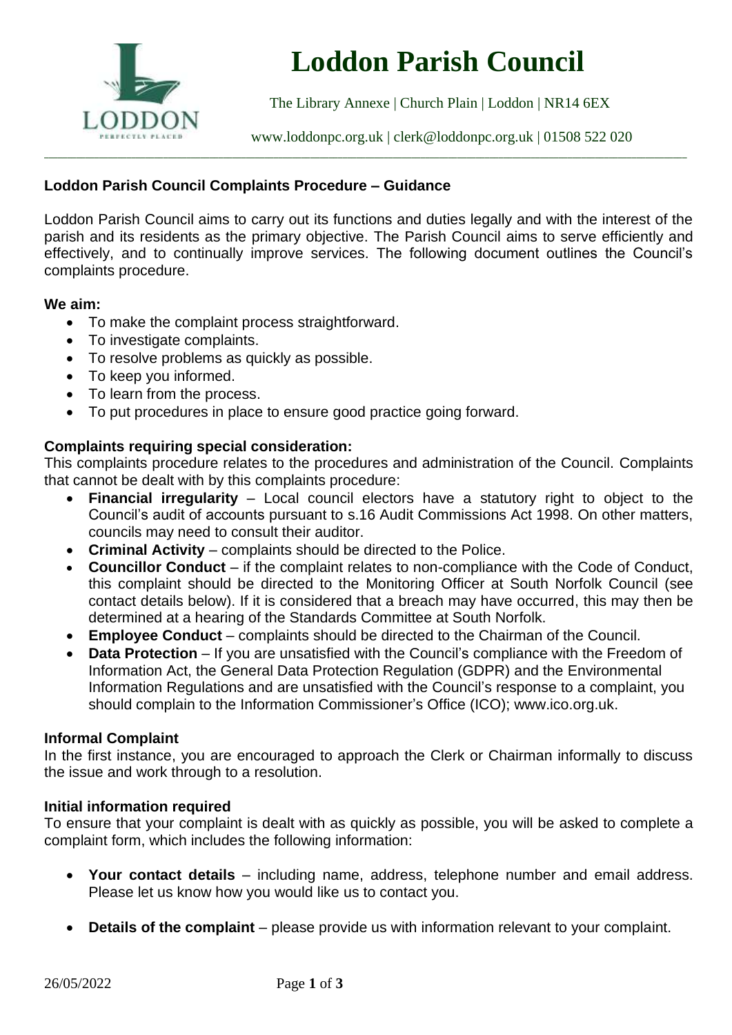# Loddon Parish Council

The Library Annexe | Church Plain | Loddon | NR14 6EX

www.loddonpc.org.uk | clerk@loddonpc.org.uk | 01508 522 020

## Loddon Parish Council Complaints Procedure – Guidance

Loddon Parish Council aims to carry out its functions and duties legally and with the interest of the parish and its residents as the primary objective. The Parish Council aims to serve efficiently and effectively, and to continually improve services. The following document outlines the Council's complaints procedure.

**We aim:**

- To make the complaint process straightforward.
- To investigate complaints.
- To resolve problems as quickly as possible.
- To keep you informed.
- To learn from the process.
- To put procedures in place to ensure good practice going forward.

**Complaints requiring special consideration:**

This complaints procedure relates to the procedures and administration of the Council. Complaints that cannot be dealt with by this complaints procedure:

- **Financial irregularity** – Local council electors have a statutory right to object to the Council's audit of accounts pursuant to s.16 Audit Commissions Act 1998. On other matters, councils may need to consult their auditor.
- **Criminal Activity** – complaints should be directed to the Police.
- **Councillor Conduct** – if the complaint relates to non-compliance with the Code of Conduct, this complaint should be directed to the Monitoring Officer at South Norfolk Council (see contact details below). If it is considered that a breach may have occurred, this may then be determined at a hearing of the Standards Committee at South Norfolk.
- **Employee Conduct** – complaints should be directed to the Chairman of the Council.
- **Data Protection** – If you are unsatisfied with the Council's compliance with the Freedom of Information Act, the General Data Protection Regulation (GDPR) and the Environmental Information Regulations and are unsatisfied with the Council's response to a complaint, you should complain to the Information Commissioner's Office (ICO); www.ico.org.uk.

**Informal Complaint**

In the first instance, you are encouraged to approach the Clerk or Chairman informally to discuss the issue and work through to a resolution.

**Initial information required**

To ensure that your complaint is dealt with as quickly as possible, you will be asked to complete a complaint form, which includes the following information:

- **Your contact details** – including name, address, telephone number and email address. Please let us know how you would like us to contact you.
- **Details of the complaint** – please provide us with information relevant to your complaint.

26/05/2022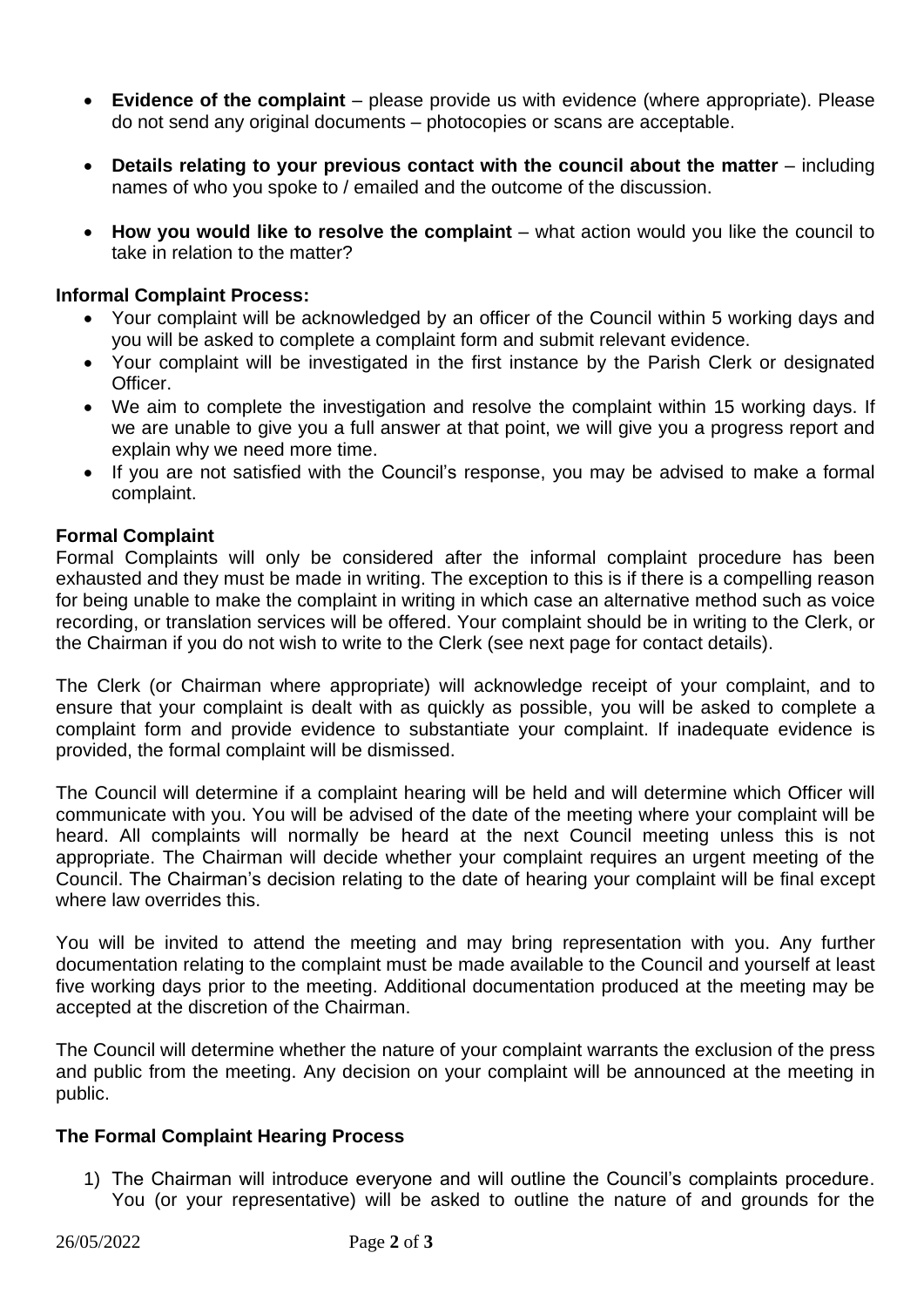- **Evidence of the complaint** – please provide us with evidence (where appropriate). Please do not send any original documents – photocopies or scans are acceptable.
- **Details relating to your previous contact with the council about the matter** – including names of who you spoke to / emailed and the outcome of the discussion.
- **How you would like to resolve the complaint** – what action would you like the council to take in relation to the matter?

**Informal Complaint Process:**

- Your complaint will be acknowledged by an officer of the Council within 5 working days and you will be asked to complete a complaint form and submit relevant evidence.
- Your complaint will be investigated in the first instance by the Parish Clerk or designated Officer.
- We aim to complete the investigation and resolve the complaint within 15 working days. If we are unable to give you a full answer at that point, we will give you a progress report and explain why we need more time.
- If you are not satisfied with the Council's response, you may be advised to make a formal complaint.

**Formal Complaint**

Formal Complaints will only be considered after the informal complaint procedure has been exhausted and they must be made in writing. The exception to this is if there is a compelling reason for being unable to make the complaint in writing in which case an alternative method such as voice recording, or translation services will be offered. Your complaint should be in writing to the Clerk, or the Chairman if you do not wish to write to the Clerk (see next page for contact details).

The Clerk (or Chairman where appropriate) will acknowledge receipt of your complaint, and to ensure that your complaint is dealt with as quickly as possible, you will be asked to complete a complaint form and provide evidence to substantiate your complaint. If inadequate evidence is provided, the formal complaint will be dismissed.

The Council will determine if a complaint hearing will be held and will determine which Officer will communicate with you. You will be advised of the date of the meeting where your complaint will be heard. All complaints will normally be heard at the next Council meeting unless this is not appropriate. The Chairman will decide whether your complaint requires an urgent meeting of the Council. The Chairman's decision relating to the date of hearing your complaint will be final except where law overrides this.

You will be invited to attend the meeting and may bring representation with you. Any further documentation relating to the complaint must be made available to the Council and yourself at least five working days prior to the meeting. Additional documentation produced at the meeting may be accepted at the discretion of the Chairman.

The Council will determine whether the nature of your complaint warrants the exclusion of the press and public from the meeting. Any decision on your complaint will be announced at the meeting in public.

**The Formal Complaint Hearing Process**

1) The Chairman will introduce everyone and will outline the Council's complaints procedure. You (or your representative) will be asked to outline the nature of and grounds for the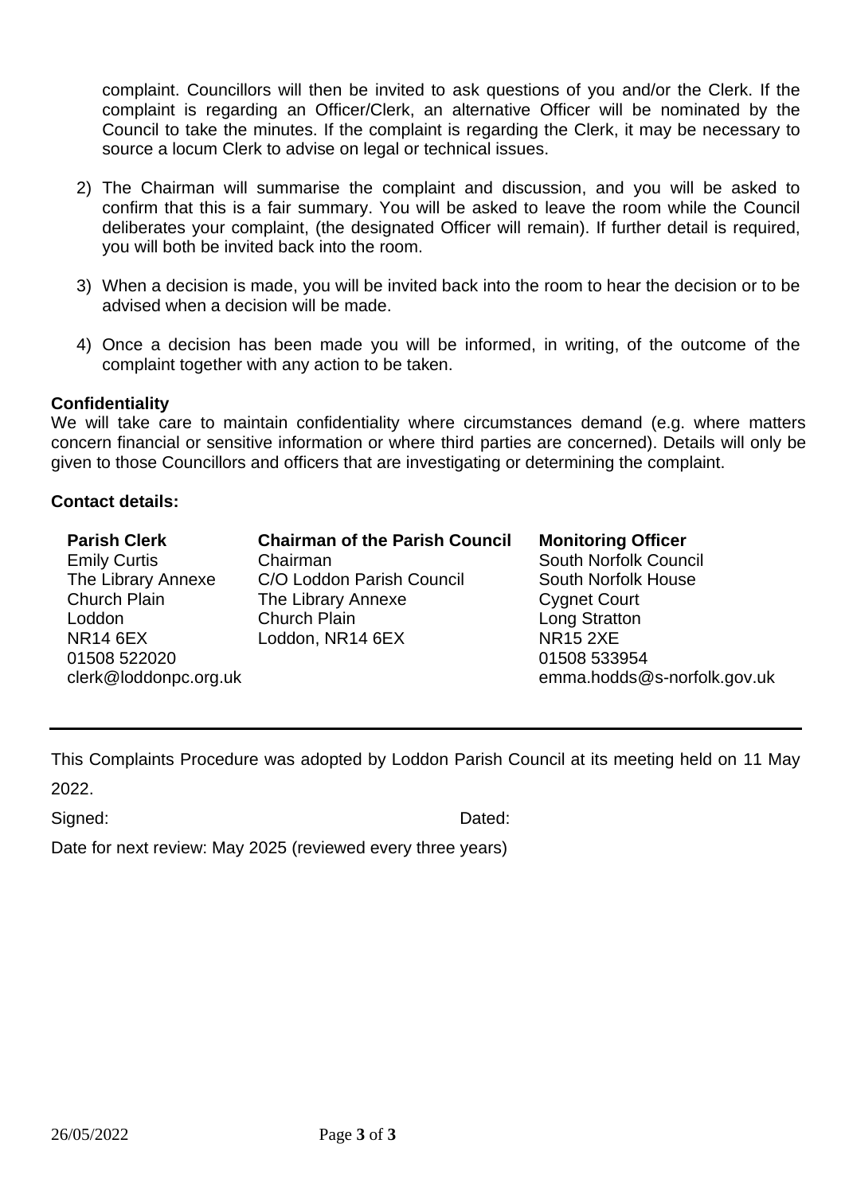complaint. Councillors will then be invited to ask questions of you and/or the Clerk. If the complaint is regarding an Officer/Clerk, an alternative Officer will be nominated by the Council to take the minutes. If the complaint is regarding the Clerk, it may be necessary to source a locum Clerk to advise on legal or technical issues.

2) The Chairman will summarise the complaint and discussion, and you will be asked to confirm that this is a fair summary. You will be asked to leave the room while the Council deliberates your complaint, (the designated Officer will remain). If further detail is required, you will both be invited back into the room.

3) When a decision is made, you will be invited back into the room to hear the decision or to be advised when a decision will be made.

4) Once a decision has been made you will be informed, in writing, of the outcome of the complaint together with any action to be taken.

**Confidentiality**

We will take care to maintain confidentiality where circumstances demand (e.g. where matters concern financial or sensitive information or where third parties are concerned). Details will only be given to those Councillors and officers that are investigating or determining the complaint.

**Contact details:**

**Parish Clerk**
Emily Curtis
The Library Annexe
Church Plain
Loddon
NR14 6EX
01508 522020
clerk@loddonpc.org.uk

**Chairman of the Parish Council**
Chairman
C/O Loddon Parish Council
The Library Annexe
Church Plain
Loddon, NR14 6EX

**Monitoring Officer**
South Norfolk Council
South Norfolk House
Cygnet Court
Long Stratton
NR15 2XE
01508 533954
emma.hodds@s-norfolk.gov.uk

---

This Complaints Procedure was adopted by Loddon Parish Council at its meeting held on 11 May 2022.

Signed: Dated:

Date for next review: May 2025 (reviewed every three years)